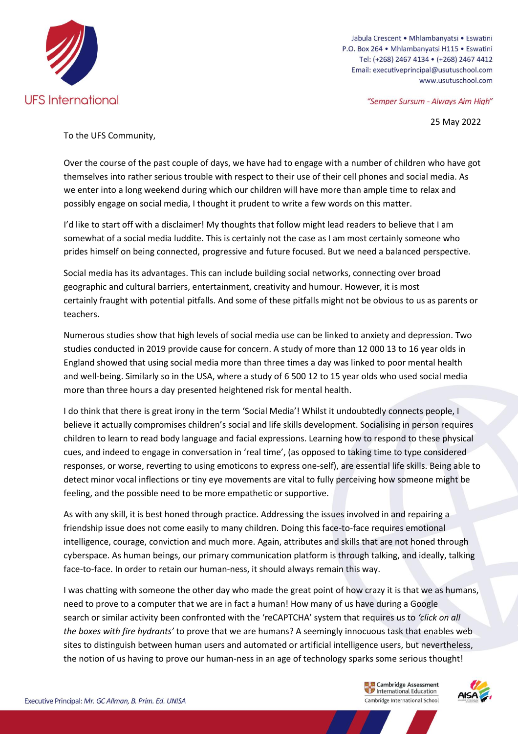UFS International

Jabula Crescent • Mhlambanyatsi • Eswatini
P.O. Box 264 • Mhlambanyatsi H115 • Eswatini
Tel: (+268) 2467 4134 • (+268) 2467 4412
Email: executiveprincipal@usutuschool.com
www.usutuschool.com

*"Semper Sursum - Always Aim High"*

25 May 2022

To the UFS Community,

Over the course of the past couple of days, we have had to engage with a number of children who have got themselves into rather serious trouble with respect to their use of their cell phones and social media. As we enter into a long weekend during which our children will have more than ample time to relax and possibly engage on social media, I thought it prudent to write a few words on this matter.

I'd like to start off with a disclaimer! My thoughts that follow might lead readers to believe that I am somewhat of a social media luddite. This is certainly not the case as I am most certainly someone who prides himself on being connected, progressive and future focused. But we need a balanced perspective.

Social media has its advantages. This can include building social networks, connecting over broad geographic and cultural barriers, entertainment, creativity and humour. However, it is most certainly fraught with potential pitfalls. And some of these pitfalls might not be obvious to us as parents or teachers.

Numerous studies show that high levels of social media use can be linked to anxiety and depression. Two studies conducted in 2019 provide cause for concern. A study of more than 12 000 13 to 16 year olds in England showed that using social media more than three times a day was linked to poor mental health and well-being. Similarly so in the USA, where a study of 6 500 12 to 15 year olds who used social media more than three hours a day presented heightened risk for mental health.

I do think that there is great irony in the term 'Social Media'! Whilst it undoubtedly connects people, I believe it actually compromises children's social and life skills development. Socialising in person requires children to learn to read body language and facial expressions. Learning how to respond to these physical cues, and indeed to engage in conversation in 'real time', (as opposed to taking time to type considered responses, or worse, reverting to using emoticons to express one-self), are essential life skills. Being able to detect minor vocal inflections or tiny eye movements are vital to fully perceiving how someone might be feeling, and the possible need to be more empathetic or supportive.

As with any skill, it is best honed through practice. Addressing the issues involved in and repairing a friendship issue does not come easily to many children. Doing this face-to-face requires emotional intelligence, courage, conviction and much more. Again, attributes and skills that are not honed through cyberspace. As human beings, our primary communication platform is through talking, and ideally, talking face-to-face. In order to retain our human-ness, it should always remain this way.

I was chatting with someone the other day who made the great point of how crazy it is that we as humans, need to prove to a computer that we are in fact a human! How many of us have during a Google search or similar activity been confronted with the 'reCAPTCHA' system that requires us to *'click on all the boxes with fire hydrants'* to prove that we are humans? A seemingly innocuous task that enables web sites to distinguish between human users and automated or artificial intelligence users, but nevertheless, the notion of us having to prove our human-ness in an age of technology sparks some serious thought!

Executive Principal: *Mr. GC Allman, B. Prim. Ed. UNISA*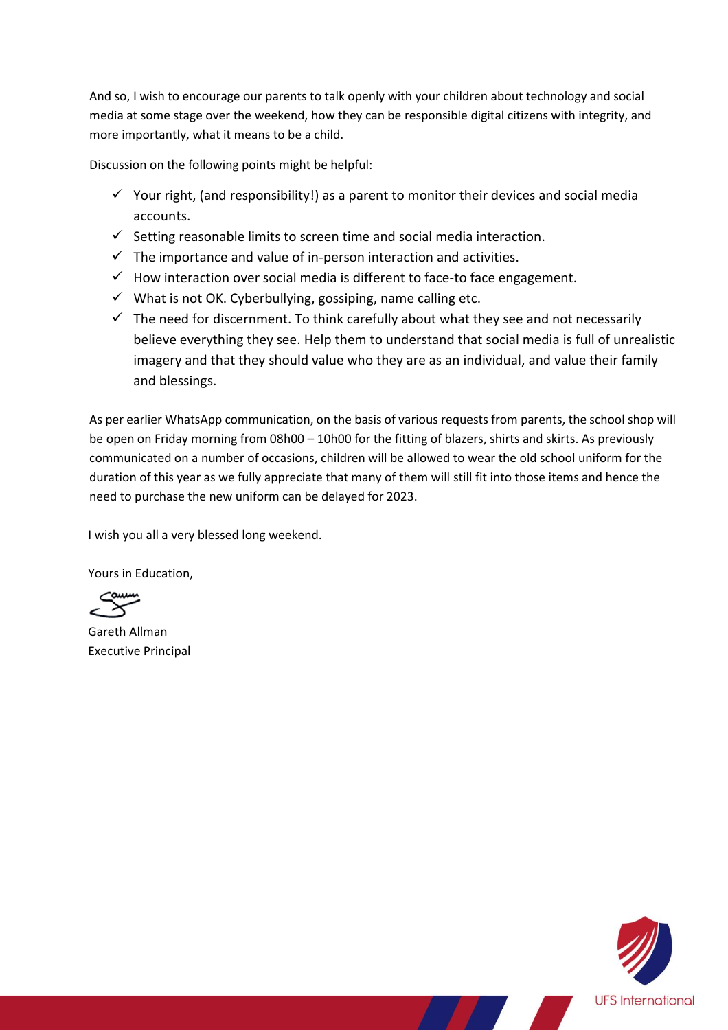And so, I wish to encourage our parents to talk openly with your children about technology and social media at some stage over the weekend, how they can be responsible digital citizens with integrity, and more importantly, what it means to be a child.

Discussion on the following points might be helpful:

- ✓ Your right, (and responsibility!) as a parent to monitor their devices and social media accounts.
- ✓ Setting reasonable limits to screen time and social media interaction.
- ✓ The importance and value of in-person interaction and activities.
- ✓ How interaction over social media is different to face-to face engagement.
- ✓ What is not OK. Cyberbullying, gossiping, name calling etc.
- ✓ The need for discernment. To think carefully about what they see and not necessarily believe everything they see. Help them to understand that social media is full of unrealistic imagery and that they should value who they are as an individual, and value their family and blessings.

As per earlier WhatsApp communication, on the basis of various requests from parents, the school shop will be open on Friday morning from 08h00 – 10h00 for the fitting of blazers, shirts and skirts. As previously communicated on a number of occasions, children will be allowed to wear the old school uniform for the duration of this year as we fully appreciate that many of them will still fit into those items and hence the need to purchase the new uniform can be delayed for 2023.

I wish you all a very blessed long weekend.

Yours in Education,

Gareth Allman
Executive Principal